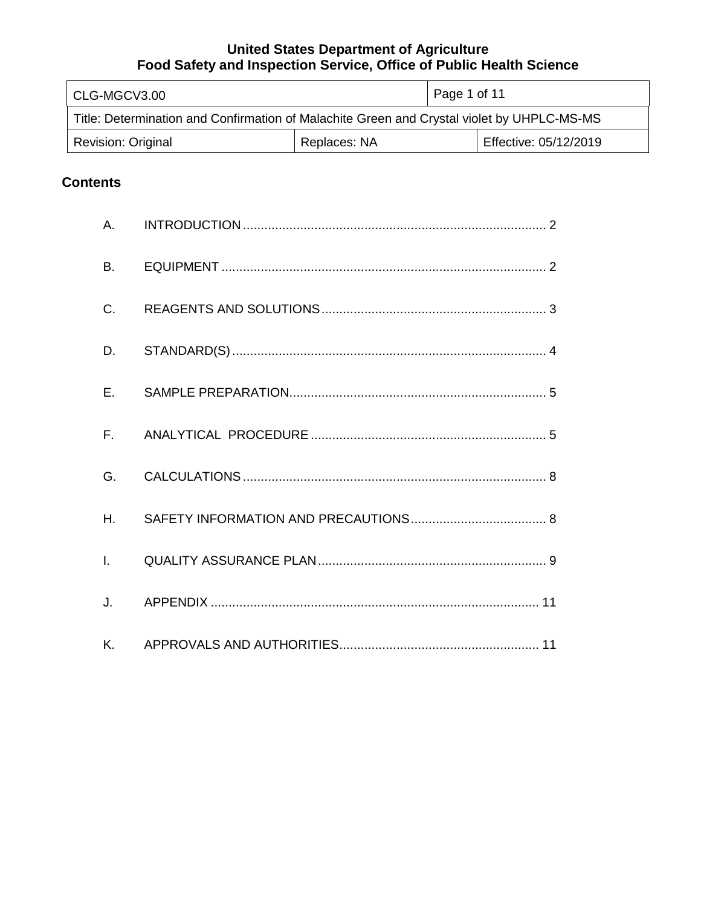**United States Department of Agriculture**
**Food Safety and Inspection Service, Office of Public Health Science**

| CLG-MGCV3.00 | | Page 1 of 11 |
|---|---|---|
| Title: Determination and Confirmation of Malachite Green and Crystal violet by UHPLC-MS-MS | | |
| Revision: Original | Replaces: NA | Effective: 05/12/2019 |

## Contents

A. INTRODUCTION ..................... 2

B. EQUIPMENT ..................... 2

C. REAGENTS AND SOLUTIONS ..................... 3

D. STANDARD(S) ..................... 4

E. SAMPLE PREPARATION ..................... 5

F. ANALYTICAL PROCEDURE ..................... 5

G. CALCULATIONS ..................... 8

H. SAFETY INFORMATION AND PRECAUTIONS ..................... 8

I. QUALITY ASSURANCE PLAN ..................... 9

J. APPENDIX ..................... 11

K. APPROVALS AND AUTHORITIES ..................... 11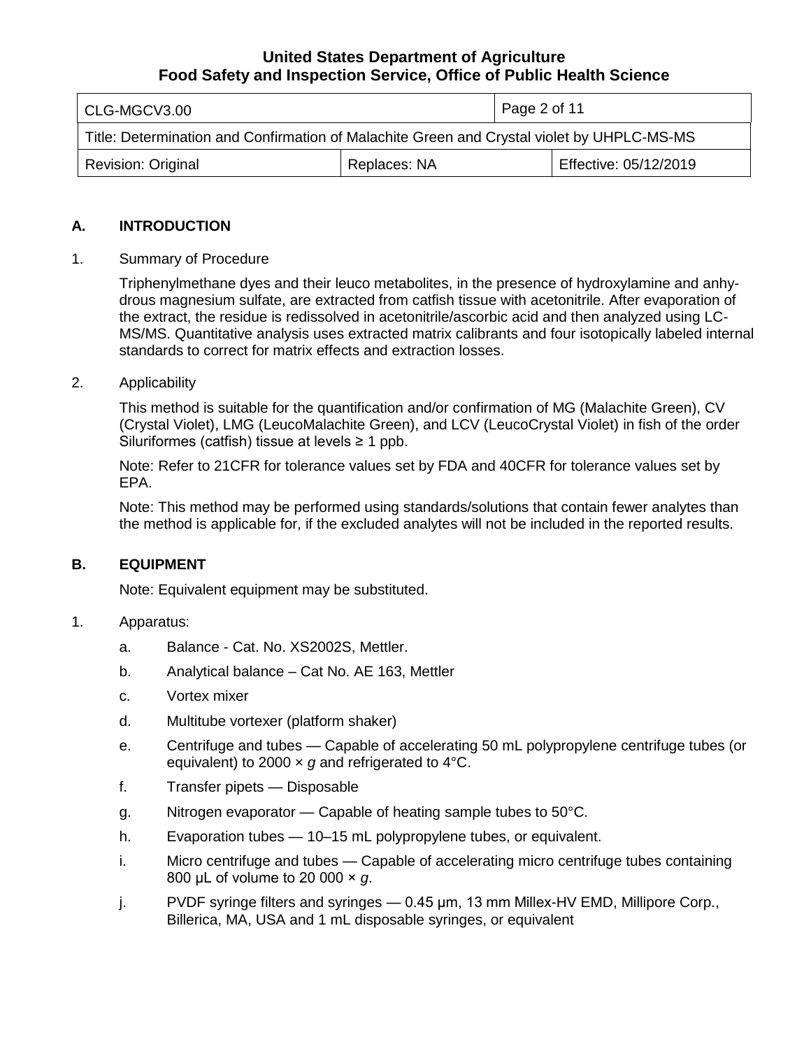## A. INTRODUCTION

1. Summary of Procedure

   Triphenylmethane dyes and their leuco metabolites, in the presence of hydroxylamine and anhydrous magnesium sulfate, are extracted from catfish tissue with acetonitrile. After evaporation of the extract, the residue is redissolved in acetonitrile/ascorbic acid and then analyzed using LC-MS/MS. Quantitative analysis uses extracted matrix calibrants and four isotopically labeled internal standards to correct for matrix effects and extraction losses.

2. Applicability

   This method is suitable for the quantification and/or confirmation of MG (Malachite Green), CV (Crystal Violet), LMG (LeucoMalachite Green), and LCV (LeucoCrystal Violet) in fish of the order Siluriformes (catfish) tissue at levels ≥ 1 ppb.

   Note: Refer to 21CFR for tolerance values set by FDA and 40CFR for tolerance values set by EPA.

   Note: This method may be performed using standards/solutions that contain fewer analytes than the method is applicable for, if the excluded analytes will not be included in the reported results.

## B. EQUIPMENT

Note: Equivalent equipment may be substituted.

1. Apparatus:

   a. Balance - Cat. No. XS2002S, Mettler.

   b. Analytical balance – Cat No. AE 163, Mettler

   c. Vortex mixer

   d. Multitube vortexer (platform shaker)

   e. Centrifuge and tubes — Capable of accelerating 50 mL polypropylene centrifuge tubes (or equivalent) to 2000 × *g* and refrigerated to 4°C.

   f. Transfer pipets — Disposable

   g. Nitrogen evaporator — Capable of heating sample tubes to 50°C.

   h. Evaporation tubes — 10–15 mL polypropylene tubes, or equivalent.

   i. Micro centrifuge and tubes — Capable of accelerating micro centrifuge tubes containing 800 µL of volume to 20 000 × *g*.

   j. PVDF syringe filters and syringes — 0.45 µm, 13 mm Millex-HV EMD, Millipore Corp., Billerica, MA, USA and 1 mL disposable syringes, or equivalent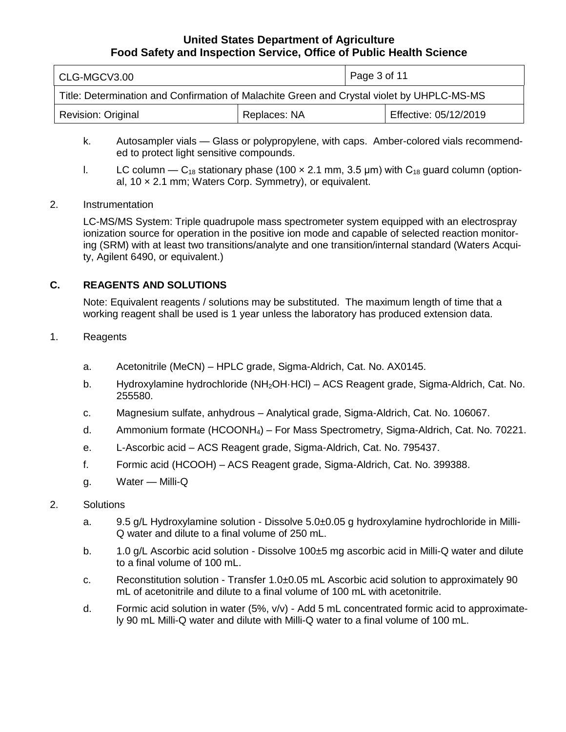k. Autosampler vials — Glass or polypropylene, with caps. Amber-colored vials recommended to protect light sensitive compounds.

l. LC column — $C_{18}$ stationary phase (100 × 2.1 mm, 3.5 μm) with $C_{18}$ guard column (optional, 10 × 2.1 mm; Waters Corp. Symmetry), or equivalent.

2. Instrumentation

LC-MS/MS System: Triple quadrupole mass spectrometer system equipped with an electrospray ionization source for operation in the positive ion mode and capable of selected reaction monitoring (SRM) with at least two transitions/analyte and one transition/internal standard (Waters Acquity, Agilent 6490, or equivalent.)

## C. REAGENTS AND SOLUTIONS

Note: Equivalent reagents / solutions may be substituted. The maximum length of time that a working reagent shall be used is 1 year unless the laboratory has produced extension data.

1. Reagents

a. Acetonitrile (MeCN) – HPLC grade, Sigma-Aldrich, Cat. No. AX0145.

b. Hydroxylamine hydrochloride ($NH_2OH{\cdot}HCl$) – ACS Reagent grade, Sigma-Aldrich, Cat. No. 255580.

c. Magnesium sulfate, anhydrous – Analytical grade, Sigma-Aldrich, Cat. No. 106067.

d. Ammonium formate ($HCOONH_4$) – For Mass Spectrometry, Sigma-Aldrich, Cat. No. 70221.

e. L-Ascorbic acid – ACS Reagent grade, Sigma-Aldrich, Cat. No. 795437.

f. Formic acid (HCOOH) – ACS Reagent grade, Sigma-Aldrich, Cat. No. 399388.

g. Water — Milli-Q

2. Solutions

a. 9.5 g/L Hydroxylamine solution - Dissolve 5.0±0.05 g hydroxylamine hydrochloride in Milli-Q water and dilute to a final volume of 250 mL.

b. 1.0 g/L Ascorbic acid solution - Dissolve 100±5 mg ascorbic acid in Milli-Q water and dilute to a final volume of 100 mL.

c. Reconstitution solution - Transfer 1.0±0.05 mL Ascorbic acid solution to approximately 90 mL of acetonitrile and dilute to a final volume of 100 mL with acetonitrile.

d. Formic acid solution in water (5%, v/v) - Add 5 mL concentrated formic acid to approximately 90 mL Milli-Q water and dilute with Milli-Q water to a final volume of 100 mL.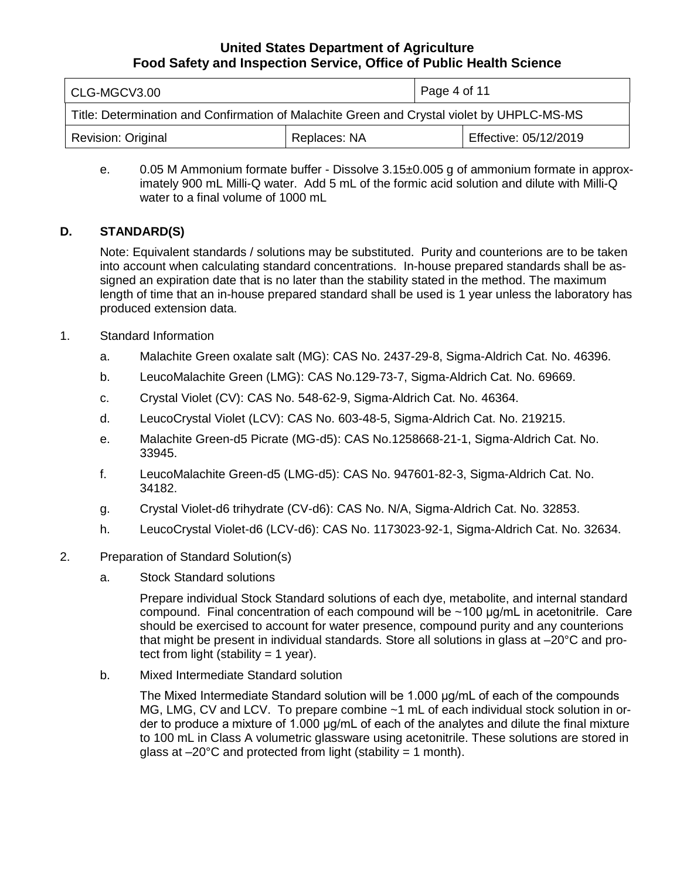e. 0.05 M Ammonium formate buffer - Dissolve 3.15±0.005 g of ammonium formate in approximately 900 mL Milli-Q water. Add 5 mL of the formic acid solution and dilute with Milli-Q water to a final volume of 1000 mL

## D. STANDARD(S)

Note: Equivalent standards / solutions may be substituted. Purity and counterions are to be taken into account when calculating standard concentrations. In-house prepared standards shall be assigned an expiration date that is no later than the stability stated in the method. The maximum length of time that an in-house prepared standard shall be used is 1 year unless the laboratory has produced extension data.

1. Standard Information

   a. Malachite Green oxalate salt (MG): CAS No. 2437-29-8, Sigma-Aldrich Cat. No. 46396.

   b. LeucoMalachite Green (LMG): CAS No.129-73-7, Sigma-Aldrich Cat. No. 69669.

   c. Crystal Violet (CV): CAS No. 548-62-9, Sigma-Aldrich Cat. No. 46364.

   d. LeucoCrystal Violet (LCV): CAS No. 603-48-5, Sigma-Aldrich Cat. No. 219215.

   e. Malachite Green-d5 Picrate (MG-d5): CAS No.1258668-21-1, Sigma-Aldrich Cat. No. 33945.

   f. LeucoMalachite Green-d5 (LMG-d5): CAS No. 947601-82-3, Sigma-Aldrich Cat. No. 34182.

   g. Crystal Violet-d6 trihydrate (CV-d6): CAS No. N/A, Sigma-Aldrich Cat. No. 32853.

   h. LeucoCrystal Violet-d6 (LCV-d6): CAS No. 1173023-92-1, Sigma-Aldrich Cat. No. 32634.

2. Preparation of Standard Solution(s)

   a. Stock Standard solutions

      Prepare individual Stock Standard solutions of each dye, metabolite, and internal standard compound. Final concentration of each compound will be ~100 µg/mL in acetonitrile. Care should be exercised to account for water presence, compound purity and any counterions that might be present in individual standards. Store all solutions in glass at –20°C and protect from light (stability = 1 year).

   b. Mixed Intermediate Standard solution

      The Mixed Intermediate Standard solution will be 1.000 µg/mL of each of the compounds MG, LMG, CV and LCV. To prepare combine ~1 mL of each individual stock solution in order to produce a mixture of 1.000 µg/mL of each of the analytes and dilute the final mixture to 100 mL in Class A volumetric glassware using acetonitrile. These solutions are stored in glass at –20°C and protected from light (stability = 1 month).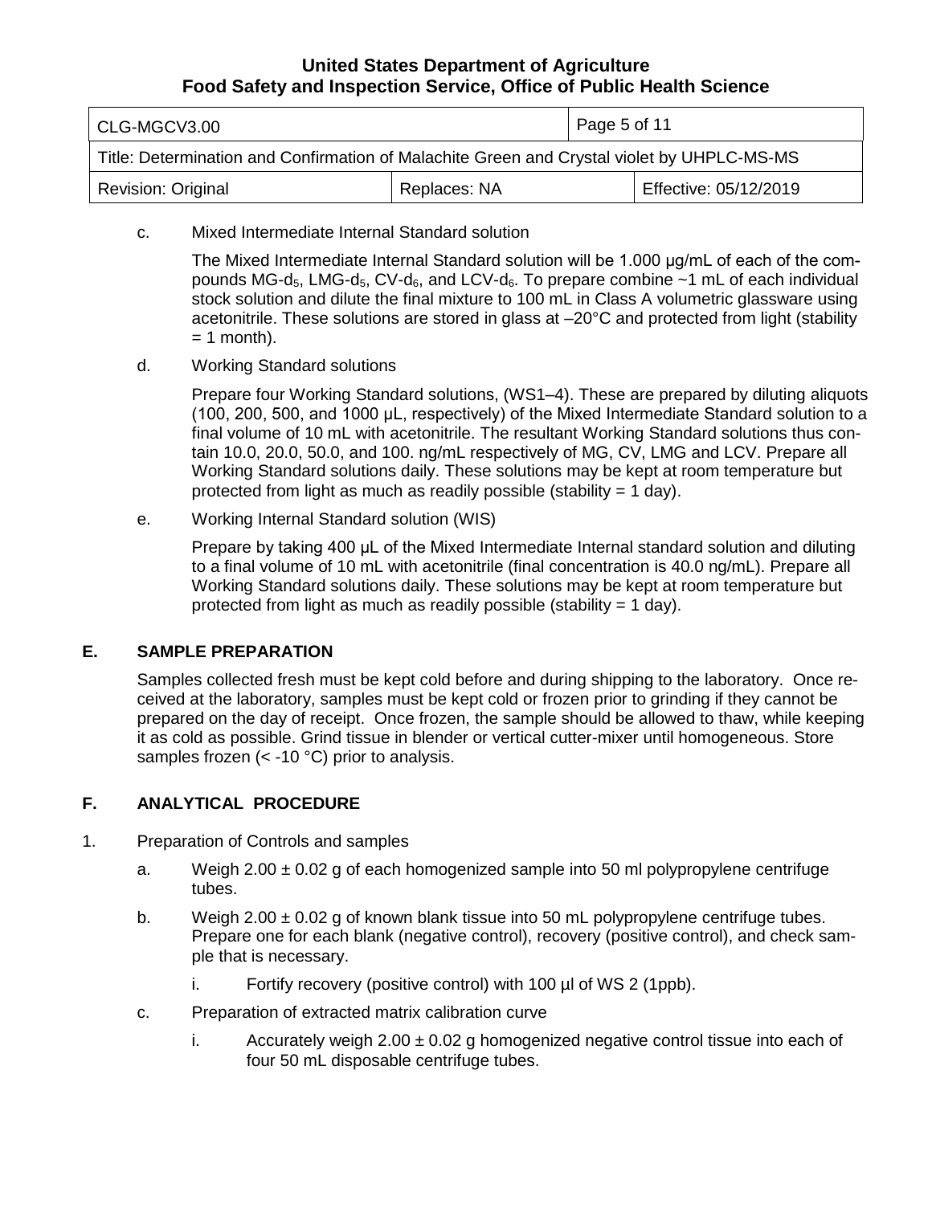c. Mixed Intermediate Internal Standard solution

The Mixed Intermediate Internal Standard solution will be 1.000 µg/mL of each of the compounds MG-$d_5$, LMG-$d_5$, CV-$d_6$, and LCV-$d_6$. To prepare combine ~1 mL of each individual stock solution and dilute the final mixture to 100 mL in Class A volumetric glassware using acetonitrile. These solutions are stored in glass at –20°C and protected from light (stability = 1 month).

d. Working Standard solutions

Prepare four Working Standard solutions, (WS1–4). These are prepared by diluting aliquots (100, 200, 500, and 1000 µL, respectively) of the Mixed Intermediate Standard solution to a final volume of 10 mL with acetonitrile. The resultant Working Standard solutions thus contain 10.0, 20.0, 50.0, and 100. ng/mL respectively of MG, CV, LMG and LCV. Prepare all Working Standard solutions daily. These solutions may be kept at room temperature but protected from light as much as readily possible (stability = 1 day).

e. Working Internal Standard solution (WIS)

Prepare by taking 400 µL of the Mixed Intermediate Internal standard solution and diluting to a final volume of 10 mL with acetonitrile (final concentration is 40.0 ng/mL). Prepare all Working Standard solutions daily. These solutions may be kept at room temperature but protected from light as much as readily possible (stability = 1 day).

## E. SAMPLE PREPARATION

Samples collected fresh must be kept cold before and during shipping to the laboratory. Once received at the laboratory, samples must be kept cold or frozen prior to grinding if they cannot be prepared on the day of receipt. Once frozen, the sample should be allowed to thaw, while keeping it as cold as possible. Grind tissue in blender or vertical cutter-mixer until homogeneous. Store samples frozen (< -10 °C) prior to analysis.

## F. ANALYTICAL PROCEDURE

1. Preparation of Controls and samples

   a. Weigh 2.00 ± 0.02 g of each homogenized sample into 50 ml polypropylene centrifuge tubes.

   b. Weigh 2.00 ± 0.02 g of known blank tissue into 50 mL polypropylene centrifuge tubes. Prepare one for each blank (negative control), recovery (positive control), and check sample that is necessary.

      i. Fortify recovery (positive control) with 100 µl of WS 2 (1ppb).

   c. Preparation of extracted matrix calibration curve

      i. Accurately weigh 2.00 ± 0.02 g homogenized negative control tissue into each of four 50 mL disposable centrifuge tubes.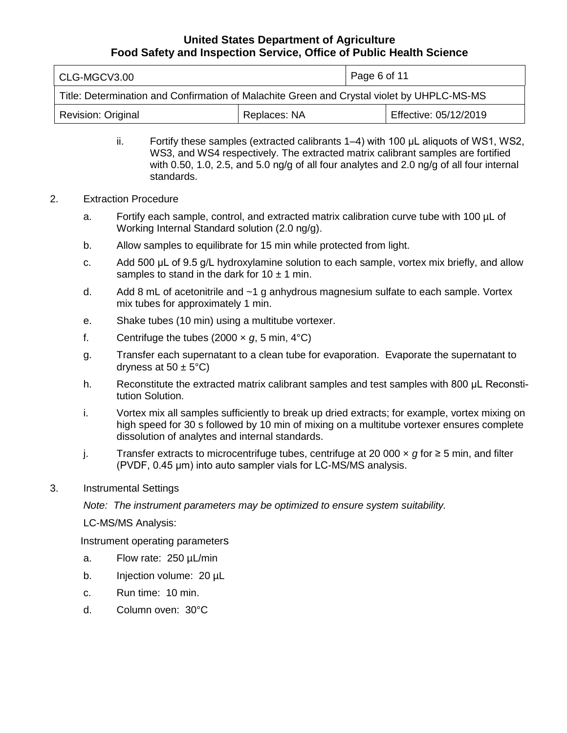ii. Fortify these samples (extracted calibrants 1–4) with 100 µL aliquots of WS1, WS2, WS3, and WS4 respectively. The extracted matrix calibrant samples are fortified with 0.50, 1.0, 2.5, and 5.0 ng/g of all four analytes and 2.0 ng/g of all four internal standards.

2. Extraction Procedure

   a. Fortify each sample, control, and extracted matrix calibration curve tube with 100 µL of Working Internal Standard solution (2.0 ng/g).

   b. Allow samples to equilibrate for 15 min while protected from light.

   c. Add 500 µL of 9.5 g/L hydroxylamine solution to each sample, vortex mix briefly, and allow samples to stand in the dark for 10 ± 1 min.

   d. Add 8 mL of acetonitrile and ~1 g anhydrous magnesium sulfate to each sample. Vortex mix tubes for approximately 1 min.

   e. Shake tubes (10 min) using a multitube vortexer.

   f. Centrifuge the tubes (2000 × *g*, 5 min, 4°C)

   g. Transfer each supernatant to a clean tube for evaporation. Evaporate the supernatant to dryness at 50 ± 5°C)

   h. Reconstitute the extracted matrix calibrant samples and test samples with 800 µL Reconstitution Solution.

   i. Vortex mix all samples sufficiently to break up dried extracts; for example, vortex mixing on high speed for 30 s followed by 10 min of mixing on a multitube vortexer ensures complete dissolution of analytes and internal standards.

   j. Transfer extracts to microcentrifuge tubes, centrifuge at 20 000 × *g* for ≥ 5 min, and filter (PVDF, 0.45 µm) into auto sampler vials for LC-MS/MS analysis.

3. Instrumental Settings

   *Note: The instrument parameters may be optimized to ensure system suitability.*

   LC-MS/MS Analysis:

   Instrument operating parameters

   a. Flow rate: 250 µL/min

   b. Injection volume: 20 µL

   c. Run time: 10 min.

   d. Column oven: 30°C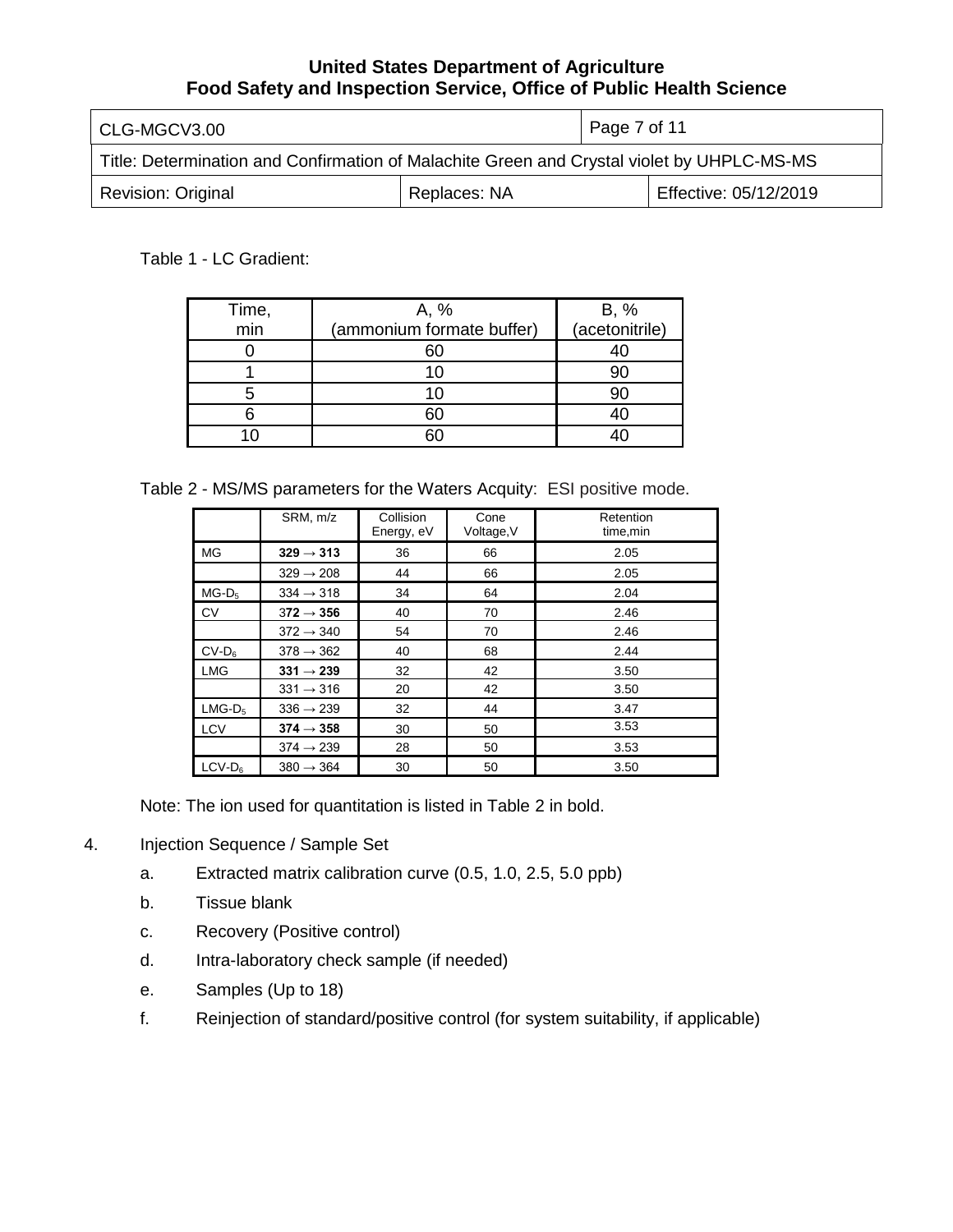Table 1 - LC Gradient:

| Time, min | A, % (ammonium formate buffer) | B, % (acetonitrile) |
|---|---|---|
| 0 | 60 | 40 |
| 1 | 10 | 90 |
| 5 | 10 | 90 |
| 6 | 60 | 40 |
| 10 | 60 | 40 |

Table 2 - MS/MS parameters for the Waters Acquity: ESI positive mode.

| | SRM, m/z | Collision Energy, eV | Cone Voltage,V | Retention time,min |
|---|---|---|---|---|
| MG | **329 → 313** | 36 | 66 | 2.05 |
| | 329 → 208 | 44 | 66 | 2.05 |
| $MG\text{-}D_5$ | 334 → 318 | 34 | 64 | 2.04 |
| CV | **372 → 356** | 40 | 70 | 2.46 |
| | 372 → 340 | 54 | 70 | 2.46 |
| $CV\text{-}D_6$ | 378 → 362 | 40 | 68 | 2.44 |
| LMG | **331 → 239** | 32 | 42 | 3.50 |
| | 331 → 316 | 20 | 42 | 3.50 |
| $LMG\text{-}D_5$ | 336 → 239 | 32 | 44 | 3.47 |
| LCV | **374 → 358** | 30 | 50 | 3.53 |
| | 374 → 239 | 28 | 50 | 3.53 |
| $LCV\text{-}D_6$ | 380 → 364 | 30 | 50 | 3.50 |

Note: The ion used for quantitation is listed in Table 2 in bold.

4. Injection Sequence / Sample Set
   a. Extracted matrix calibration curve (0.5, 1.0, 2.5, 5.0 ppb)
   b. Tissue blank
   c. Recovery (Positive control)
   d. Intra-laboratory check sample (if needed)
   e. Samples (Up to 18)
   f. Reinjection of standard/positive control (for system suitability, if applicable)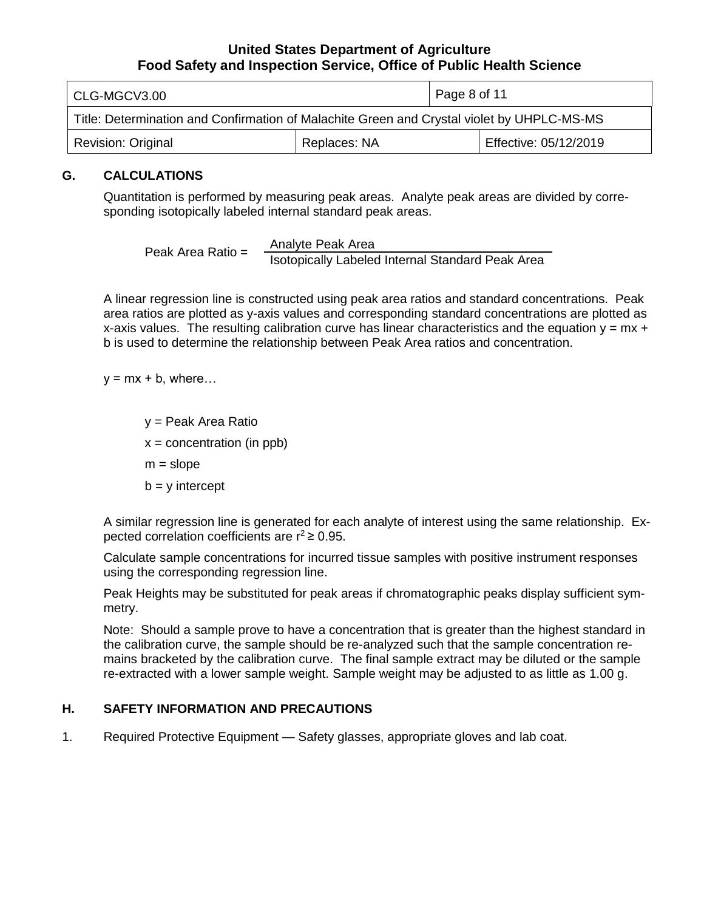## G. CALCULATIONS

Quantitation is performed by measuring peak areas. Analyte peak areas are divided by corresponding isotopically labeled internal standard peak areas.

$$\text{Peak Area Ratio} = \frac{\text{Analyte Peak Area}}{\text{Isotopically Labeled Internal Standard Peak Area}}$$

A linear regression line is constructed using peak area ratios and standard concentrations. Peak area ratios are plotted as y-axis values and corresponding standard concentrations are plotted as x-axis values. The resulting calibration curve has linear characteristics and the equation $y = mx + b$ is used to determine the relationship between Peak Area ratios and concentration.

$y = mx + b$, where…

- $y$ = Peak Area Ratio
- $x$ = concentration (in ppb)
- $m$ = slope
- $b$ = y intercept

A similar regression line is generated for each analyte of interest using the same relationship. Expected correlation coefficients are $r^2 \geq 0.95$.

Calculate sample concentrations for incurred tissue samples with positive instrument responses using the corresponding regression line.

Peak Heights may be substituted for peak areas if chromatographic peaks display sufficient symmetry.

Note: Should a sample prove to have a concentration that is greater than the highest standard in the calibration curve, the sample should be re-analyzed such that the sample concentration remains bracketed by the calibration curve. The final sample extract may be diluted or the sample re-extracted with a lower sample weight. Sample weight may be adjusted to as little as 1.00 g.

## H. SAFETY INFORMATION AND PRECAUTIONS

1. Required Protective Equipment — Safety glasses, appropriate gloves and lab coat.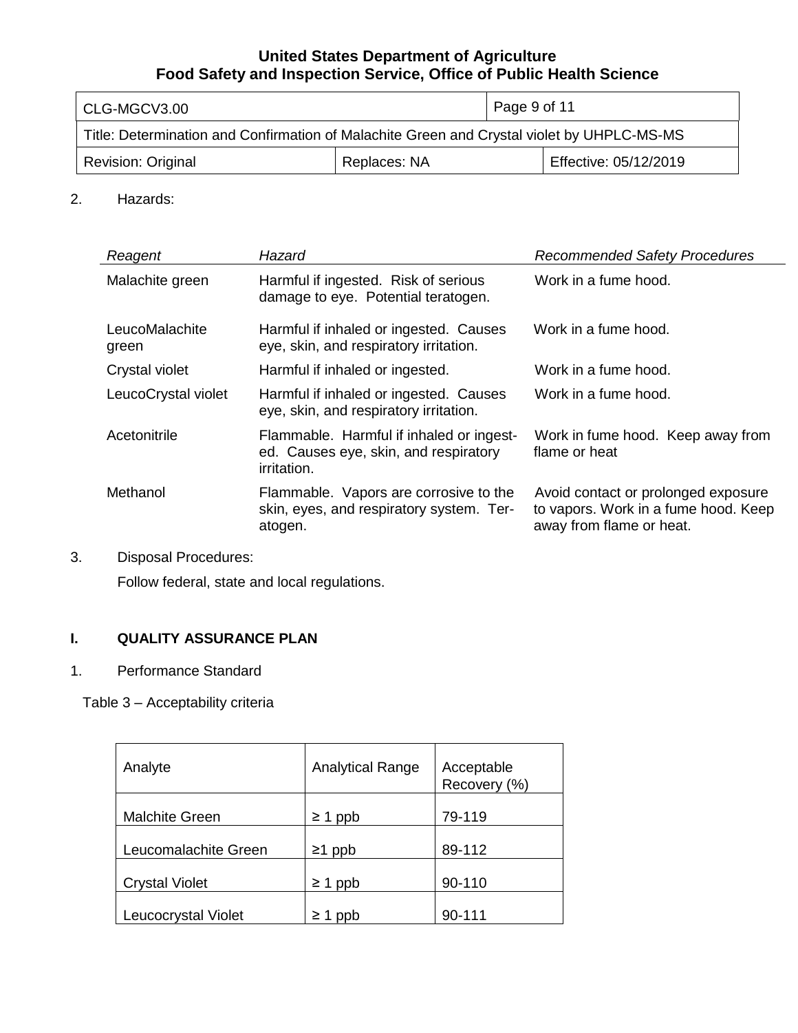2. Hazards:

| *Reagent* | *Hazard* | *Recommended Safety Procedures* |
|---|---|---|
| Malachite green | Harmful if ingested. Risk of serious damage to eye. Potential teratogen. | Work in a fume hood. |
| LeucoMalachite green | Harmful if inhaled or ingested. Causes eye, skin, and respiratory irritation. | Work in a fume hood. |
| Crystal violet | Harmful if inhaled or ingested. | Work in a fume hood. |
| LeucoCrystal violet | Harmful if inhaled or ingested. Causes eye, skin, and respiratory irritation. | Work in a fume hood. |
| Acetonitrile | Flammable. Harmful if inhaled or ingested. Causes eye, skin, and respiratory irritation. | Work in fume hood. Keep away from flame or heat |
| Methanol | Flammable. Vapors are corrosive to the skin, eyes, and respiratory system. Teratogen. | Avoid contact or prolonged exposure to vapors. Work in a fume hood. Keep away from flame or heat. |

3. Disposal Procedures:

   Follow federal, state and local regulations.

## I. QUALITY ASSURANCE PLAN

1. Performance Standard

Table 3 – Acceptability criteria

| Analyte | Analytical Range | Acceptable Recovery (%) |
|---|---|---|
| Malchite Green | ≥ 1 ppb | 79-119 |
| Leucomalachite Green | ≥1 ppb | 89-112 |
| Crystal Violet | ≥ 1 ppb | 90-110 |
| Leucocrystal Violet | ≥ 1 ppb | 90-111 |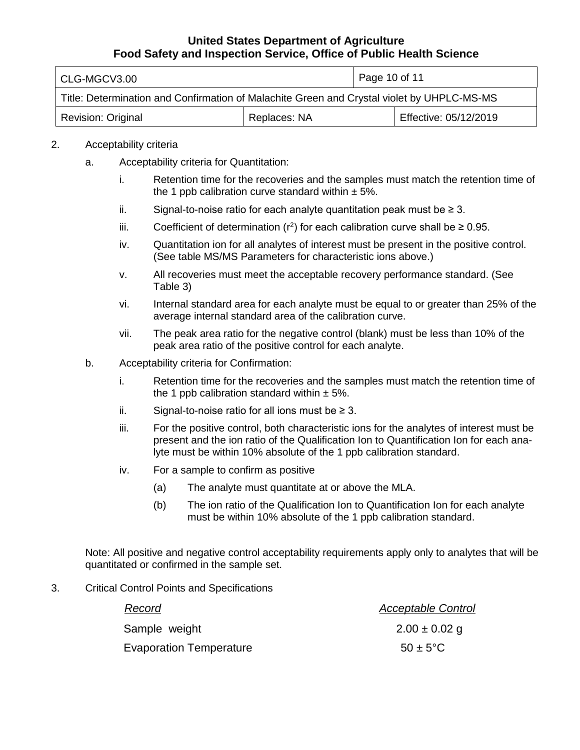2. Acceptability criteria

   a. Acceptability criteria for Quantitation:

      i. Retention time for the recoveries and the samples must match the retention time of the 1 ppb calibration curve standard within ± 5%.

      ii. Signal-to-noise ratio for each analyte quantitation peak must be ≥ 3.

      iii. Coefficient of determination ($r^2$) for each calibration curve shall be ≥ 0.95.

      iv. Quantitation ion for all analytes of interest must be present in the positive control. (See table MS/MS Parameters for characteristic ions above.)

      v. All recoveries must meet the acceptable recovery performance standard. (See Table 3)

      vi. Internal standard area for each analyte must be equal to or greater than 25% of the average internal standard area of the calibration curve.

      vii. The peak area ratio for the negative control (blank) must be less than 10% of the peak area ratio of the positive control for each analyte.

   b. Acceptability criteria for Confirmation:

      i. Retention time for the recoveries and the samples must match the retention time of the 1 ppb calibration standard within ± 5%.

      ii. Signal-to-noise ratio for all ions must be ≥ 3.

      iii. For the positive control, both characteristic ions for the analytes of interest must be present and the ion ratio of the Qualification Ion to Quantification Ion for each analyte must be within 10% absolute of the 1 ppb calibration standard.

      iv. For a sample to confirm as positive

         (a) The analyte must quantitate at or above the MLA.

         (b) The ion ratio of the Qualification Ion to Quantification Ion for each analyte must be within 10% absolute of the 1 ppb calibration standard.

Note: All positive and negative control acceptability requirements apply only to analytes that will be quantitated or confirmed in the sample set.

3. Critical Control Points and Specifications

| *Record* | *Acceptable Control* |
|---|---|
| Sample weight | 2.00 ± 0.02 g |
| Evaporation Temperature | 50 ± 5°C |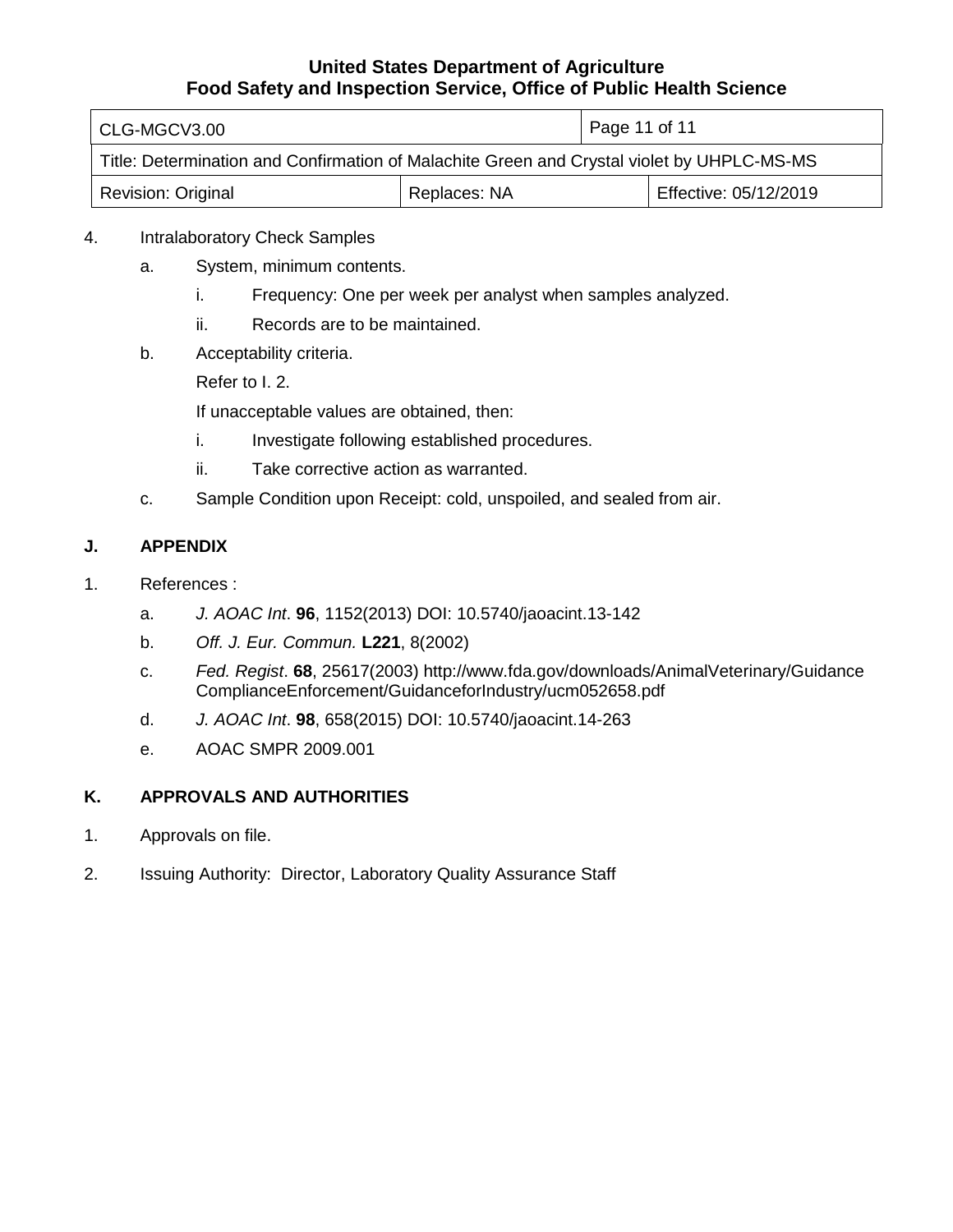4. Intralaboratory Check Samples

   a. System, minimum contents.

      i. Frequency: One per week per analyst when samples analyzed.

      ii. Records are to be maintained.

   b. Acceptability criteria.

      Refer to I. 2.

      If unacceptable values are obtained, then:

      i. Investigate following established procedures.

      ii. Take corrective action as warranted.

   c. Sample Condition upon Receipt: cold, unspoiled, and sealed from air.

## J. APPENDIX

1. References :

   a. *J. AOAC Int*. **96**, 1152(2013) DOI: 10.5740/jaoacint.13-142

   b. *Off. J. Eur. Commun.* **L221**, 8(2002)

   c. *Fed. Regist*. **68**, 25617(2003) http://www.fda.gov/downloads/AnimalVeterinary/GuidanceComplianceEnforcement/GuidanceforIndustry/ucm052658.pdf

   d. *J. AOAC Int*. **98**, 658(2015) DOI: 10.5740/jaoacint.14-263

   e. AOAC SMPR 2009.001

## K. APPROVALS AND AUTHORITIES

1. Approvals on file.

2. Issuing Authority: Director, Laboratory Quality Assurance Staff